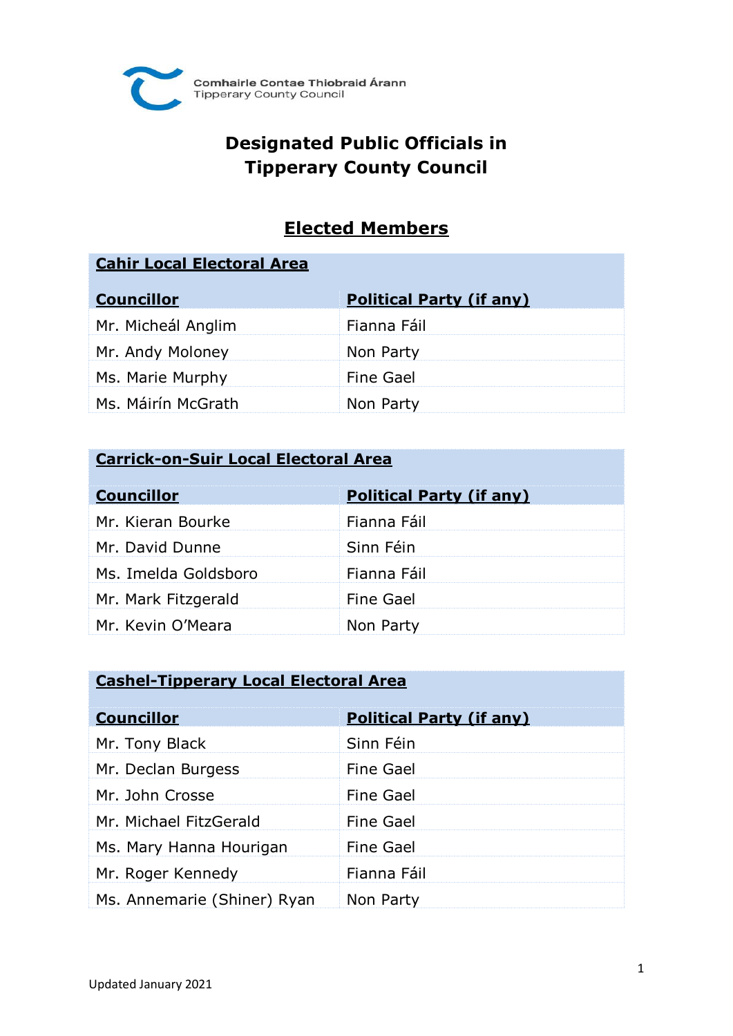Comhairle Contae Thiobraid Árann
Tipperary County Council

# Designated Public Officials in Tipperary County Council

## Elected Members

| Cahir Local Electoral Area | |
|---|---|
| **Councillor** | **Political Party (if any)** |
| Mr. Micheál Anglim | Fianna Fáil |
| Mr. Andy Moloney | Non Party |
| Ms. Marie Murphy | Fine Gael |
| Ms. Máirín McGrath | Non Party |

| Carrick-on-Suir Local Electoral Area | |
|---|---|
| **Councillor** | **Political Party (if any)** |
| Mr. Kieran Bourke | Fianna Fáil |
| Mr. David Dunne | Sinn Féin |
| Ms. Imelda Goldsboro | Fianna Fáil |
| Mr. Mark Fitzgerald | Fine Gael |
| Mr. Kevin O'Meara | Non Party |

| Cashel-Tipperary Local Electoral Area | |
|---|---|
| **Councillor** | **Political Party (if any)** |
| Mr. Tony Black | Sinn Féin |
| Mr. Declan Burgess | Fine Gael |
| Mr. John Crosse | Fine Gael |
| Mr. Michael FitzGerald | Fine Gael |
| Ms. Mary Hanna Hourigan | Fine Gael |
| Mr. Roger Kennedy | Fianna Fáil |
| Ms. Annemarie (Shiner) Ryan | Non Party |

Updated January 2021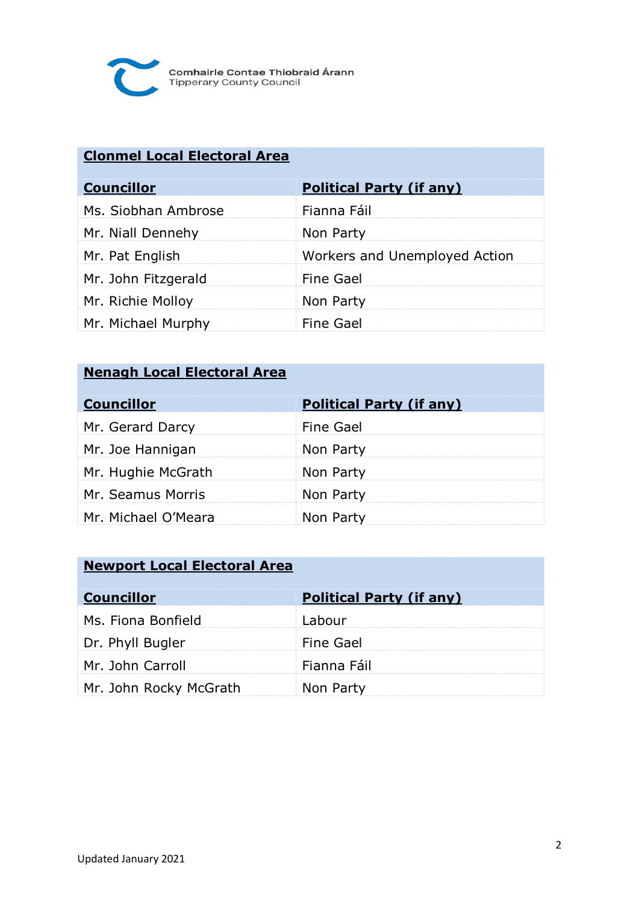Comhairle Contae Thiobraid Árann
Tipperary County Council

| **Clonmel Local Electoral Area** | |
|---|---|
| **Councillor** | **Political Party (if any)** |
| Ms. Siobhan Ambrose | Fianna Fáil |
| Mr. Niall Dennehy | Non Party |
| Mr. Pat English | Workers and Unemployed Action |
| Mr. John Fitzgerald | Fine Gael |
| Mr. Richie Molloy | Non Party |
| Mr. Michael Murphy | Fine Gael |

| **Nenagh Local Electoral Area** | |
|---|---|
| **Councillor** | **Political Party (if any)** |
| Mr. Gerard Darcy | Fine Gael |
| Mr. Joe Hannigan | Non Party |
| Mr. Hughie McGrath | Non Party |
| Mr. Seamus Morris | Non Party |
| Mr. Michael O'Meara | Non Party |

| **Newport Local Electoral Area** | |
|---|---|
| **Councillor** | **Political Party (if any)** |
| Ms. Fiona Bonfield | Labour |
| Dr. Phyll Bugler | Fine Gael |
| Mr. John Carroll | Fianna Fáil |
| Mr. John Rocky McGrath | Non Party |

Updated January 2021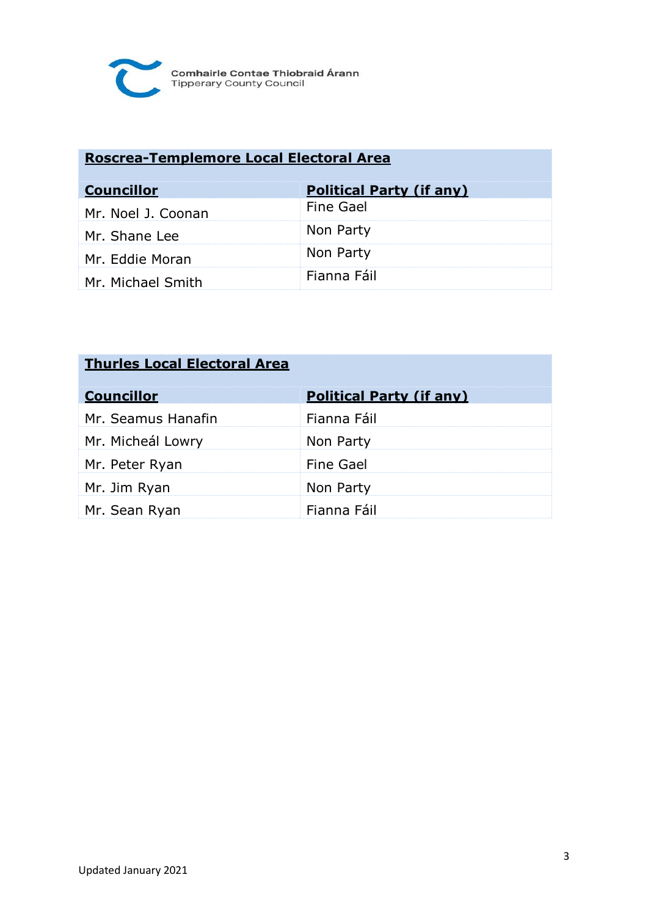Comhairle Contae Thiobraid Árann
Tipperary County Council

| **Roscrea-Templemore Local Electoral Area** | |
|---|---|
| **Councillor** | **Political Party (if any)** |
| Mr. Noel J. Coonan | Fine Gael |
| Mr. Shane Lee | Non Party |
| Mr. Eddie Moran | Non Party |
| Mr. Michael Smith | Fianna Fáil |

| **Thurles Local Electoral Area** | |
|---|---|
| **Councillor** | **Political Party (if any)** |
| Mr. Seamus Hanafin | Fianna Fáil |
| Mr. Micheál Lowry | Non Party |
| Mr. Peter Ryan | Fine Gael |
| Mr. Jim Ryan | Non Party |
| Mr. Sean Ryan | Fianna Fáil |

Updated January 2021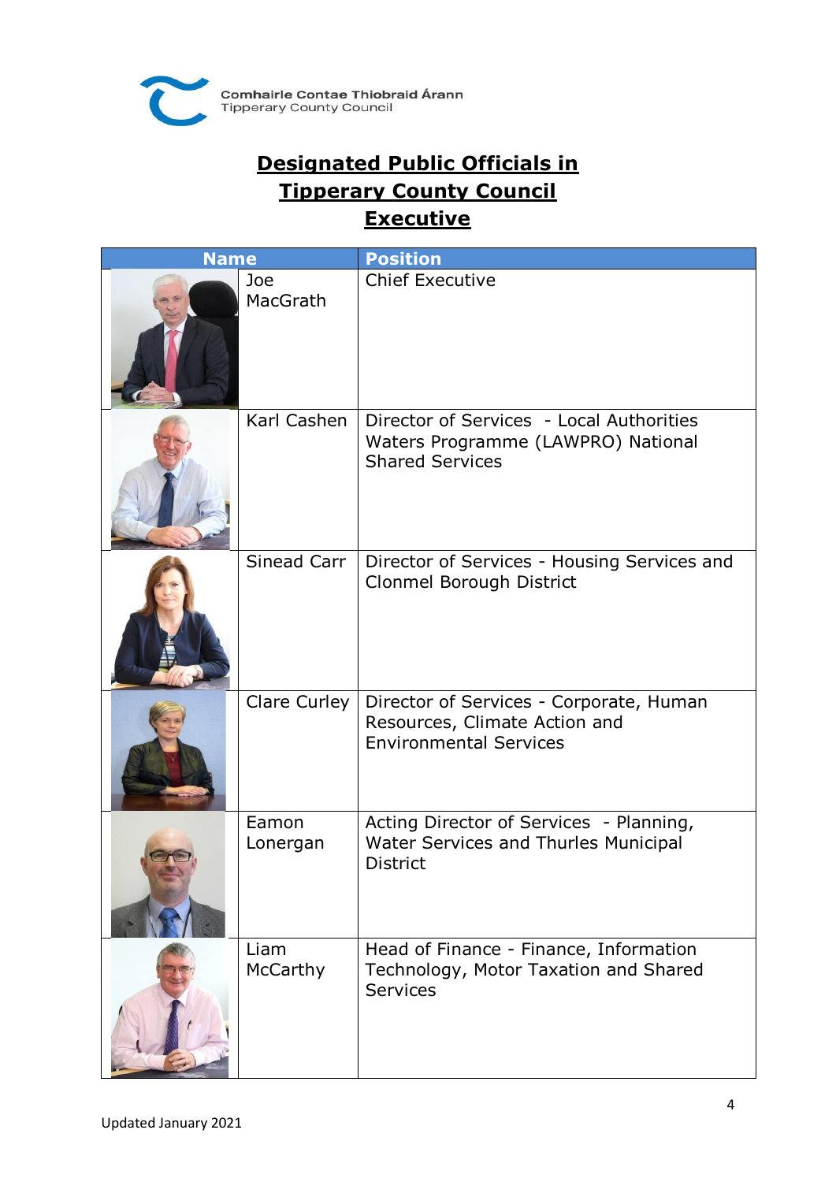Comhairle Contae Thiobraid Árann
Tipperary County Council

# Designated Public Officials in Tipperary County Council Executive

| Name | Position |
|---|---|
| Joe MacGrath | Chief Executive |
| Karl Cashen | Director of Services - Local Authorities Waters Programme (LAWPRO) National Shared Services |
| Sinead Carr | Director of Services - Housing Services and Clonmel Borough District |
| Clare Curley | Director of Services - Corporate, Human Resources, Climate Action and Environmental Services |
| Eamon Lonergan | Acting Director of Services - Planning, Water Services and Thurles Municipal District |
| Liam McCarthy | Head of Finance - Finance, Information Technology, Motor Taxation and Shared Services |

Updated January 2021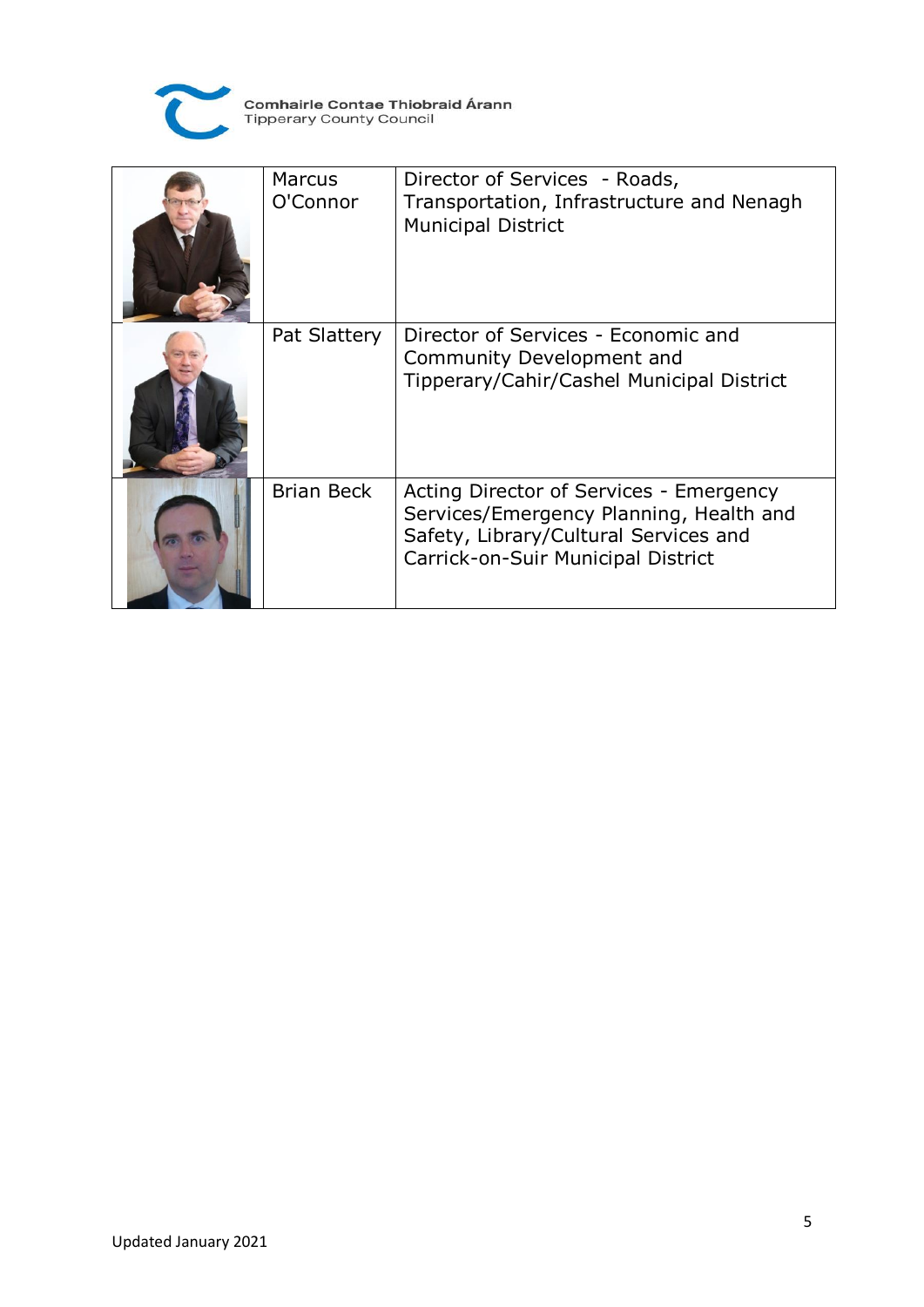| | | |
|---|---|---|
| | Marcus O'Connor | Director of Services - Roads, Transportation, Infrastructure and Nenagh Municipal District |
| | Pat Slattery | Director of Services - Economic and Community Development and Tipperary/Cahir/Cashel Municipal District |
| | Brian Beck | Acting Director of Services - Emergency Services/Emergency Planning, Health and Safety, Library/Cultural Services and Carrick-on-Suir Municipal District |